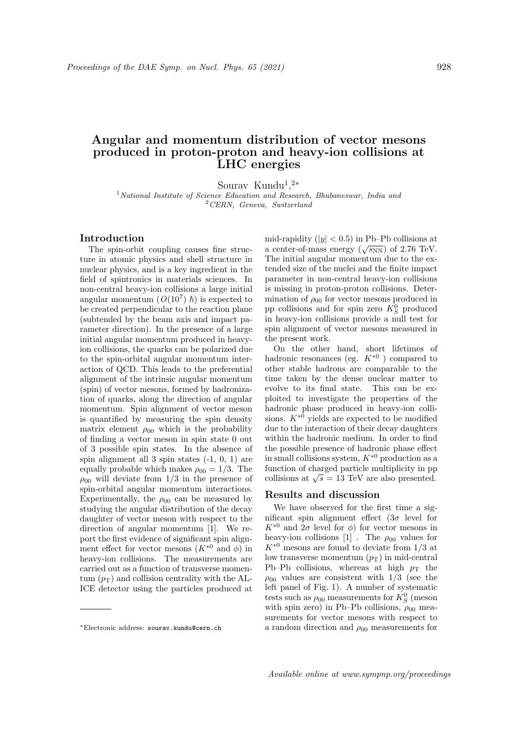# Angular and momentum distribution of vector mesons produced in proton-proton and heavy-ion collisions at LHC energies

Sourav Kundu[1,2*]

[1] *National Institute of Science Education and Research, Bhubaneswar, India and*
[2] *CERN, Geneva, Switzerland*

## Introduction

The spin-orbit coupling causes fine structure in atomic physics and shell structure in nuclear physics, and is a key ingredient in the field of spintronics in materials sciences. In non-central heavy-ion collisions a large initial angular momentum ($O(10^7)\ \hbar$) is expected to be created perpendicular to the reaction plane (subtended by the beam axis and impact parameter direction). In the presence of a large initial angular momentum produced in heavy-ion collisions, the quarks can be polarized due to the spin-orbital angular momentum interaction of QCD. This leads to the preferential alignment of the intrinsic angular momentum (spin) of vector mesons, formed by hadronization of quarks, along the direction of angular momentum. Spin alignment of vector meson is quantified by measuring the spin density matrix element $\rho_{00}$ which is the probability of finding a vector meson in spin state 0 out of 3 possible spin states. In the absence of spin alignment all 3 spin states (-1, 0, 1) are equally probable which makes $\rho_{00} = 1/3$. The $\rho_{00}$ will deviate from 1/3 in the presence of spin-orbital angular momentum interactions. Experimentally, the $\rho_{00}$ can be measured by studying the angular distribution of the decay daughter of vector meson with respect to the direction of angular momentum [1]. We report the first evidence of significant spin alignment effect for vector mesons ($K^{*0}$ and $\phi$) in heavy-ion collisions. The measurements are carried out as a function of transverse momentum ($p_{\mathrm{T}}$) and collision centrality with the ALICE detector using the particles produced at mid-rapidity ($|y| < 0.5$) in Pb–Pb collisions at a center-of-mass energy ($\sqrt{s_{\mathrm{NN}}}$) of 2.76 TeV. The initial angular momentum due to the extended size of the nuclei and the finite impact parameter in non-central heavy-ion collisions is missing in proton-proton collisions. Determination of $\rho_{00}$ for vector mesons produced in pp collisions and for spin zero $K^0_S$ produced in heavy-ion collisions provide a null test for spin alignment of vector mesons measured in the present work.

On the other hand, short lifetimes of hadronic resonances (eg. $K^{*0}$ ) compared to other stable hadrons are comparable to the time taken by the dense nuclear matter to evolve to its final state. This can be exploited to investigate the properties of the hadronic phase produced in heavy-ion collisions. $K^{*0}$ yields are expected to be modified due to the interaction of their decay daughters within the hadronic medium. In order to find the possible presence of hadronic phase effect in small collisions system, $K^{*0}$ production as a function of charged particle multiplicity in pp collisions at $\sqrt{s} = 13$ TeV are also presented.

## Results and discussion

We have observed for the first time a significant spin alignment effect ($3\sigma$ level for $K^{*0}$ and $2\sigma$ level for $\phi$) for vector mesons in heavy-ion collisions [1] . The $\rho_{00}$ values for $K^{*0}$ mesons are found to deviate from 1/3 at low transverse momentum ($p_{\mathrm{T}}$) in mid-central Pb–Pb collisions, whereas at high $p_{\mathrm{T}}$ the $\rho_{00}$ values are consistent with 1/3 (see the left panel of Fig. 1). A number of systematic tests such as $\rho_{00}$ measurements for $K^0_S$ (meson with spin zero) in Pb–Pb collisions, $\rho_{00}$ measurements for vector mesons with respect to a random direction and $\rho_{00}$ measurements for

*Electronic address: sourav.kundu@cern.ch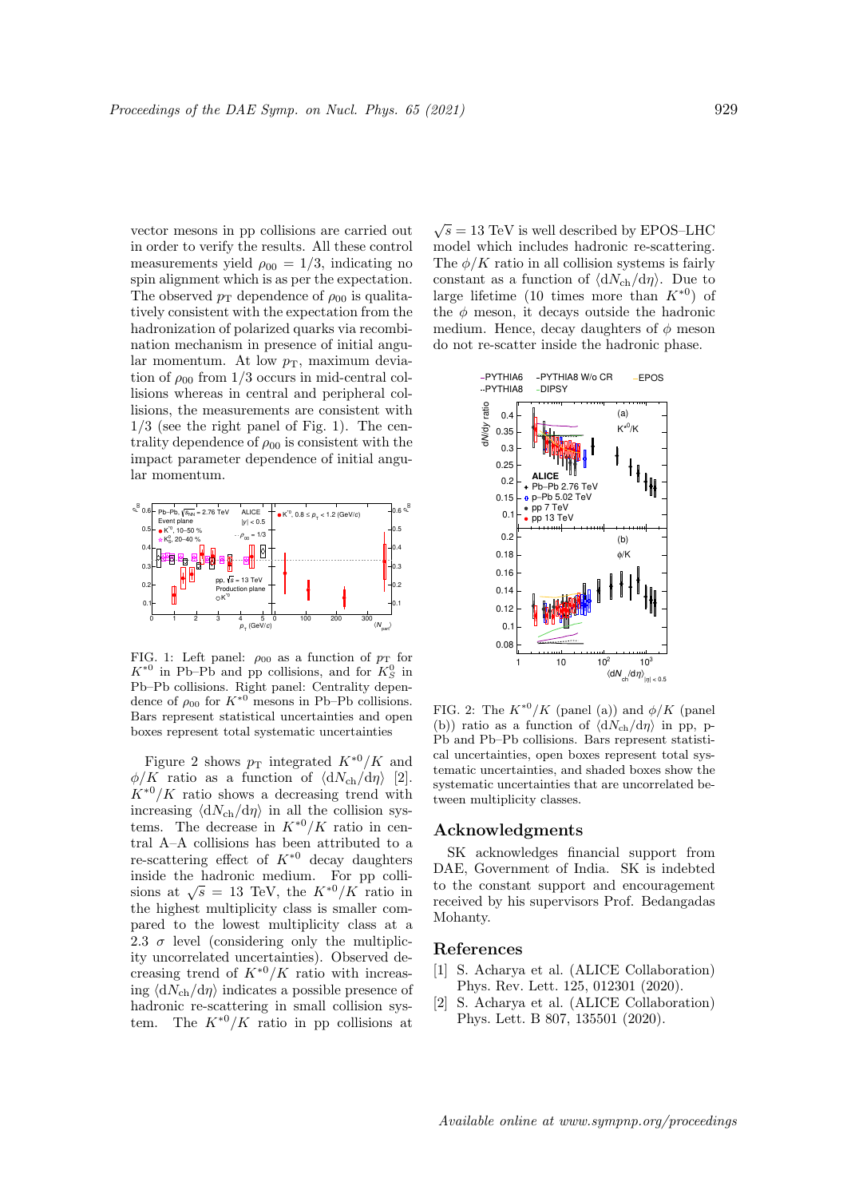vector mesons in pp collisions are carried out in order to verify the results. All these control measurements yield $\rho_{00} = 1/3$, indicating no spin alignment which is as per the expectation. The observed $p_{\rm T}$ dependence of $\rho_{00}$ is qualitatively consistent with the expectation from the hadronization of polarized quarks via recombination mechanism in presence of initial angular momentum. At low $p_{\rm T}$, maximum deviation of $\rho_{00}$ from 1/3 occurs in mid-central collisions whereas in central and peripheral collisions, the measurements are consistent with 1/3 (see the right panel of Fig. 1). The centrality dependence of $\rho_{00}$ is consistent with the impact parameter dependence of initial angular momentum.

Pb–Pb, $\sqrt{s_{\rm NN}}$ = 2.76 TeV
Event plane
$K^{*0}$, 10–50 %
$K^0_S$, 20–40 %
ALICE
$|y| < 0.5$
$\rho_{00} = 1/3$
pp, $\sqrt{s}$ = 13 TeV
Production plane
$K^{*0}$
$K^{*0}$, $0.8 \leq p_{\rm T} < 1.2$ (GeV/$c$)
$p_{\rm T}$ (GeV/$c$)
$\langle N_{\rm part} \rangle$
$\rho_{00}$

FIG. 1: Left panel: $\rho_{00}$ as a function of $p_T$ for $K^{*0}$ in Pb–Pb and pp collisions, and for $K^0_S$ in Pb–Pb collisions. Right panel: Centrality dependence of $\rho_{00}$ for $K^{*0}$ mesons in Pb–Pb collisions. Bars represent statistical uncertainties and open boxes represent total systematic uncertainties

Figure 2 shows $p_{\rm T}$ integrated $K^{*0}/K$ and $\phi/K$ ratio as a function of $\langle {\rm d}N_{\rm ch}/{\rm d}\eta \rangle$ [2]. $K^{*0}/K$ ratio shows a decreasing trend with increasing $\langle {\rm d}N_{\rm ch}/{\rm d}\eta \rangle$ in all the collision systems. The decrease in $K^{*0}/K$ ratio in central A–A collisions has been attributed to a re-scattering effect of $K^{*0}$ decay daughters inside the hadronic medium. For pp collisions at $\sqrt{s}$ = 13 TeV, the $K^{*0}/K$ ratio in the highest multiplicity class is smaller compared to the lowest multiplicity class at a 2.3 $\sigma$ level (considering only the multiplicity uncorrelated uncertainties). Observed decreasing trend of $K^{*0}/K$ ratio with increasing $\langle {\rm d}N_{\rm ch}/{\rm d}\eta \rangle$ indicates a possible presence of hadronic re-scattering in small collision system. The $K^{*0}/K$ ratio in pp collisions at $\sqrt{s}$ = 13 TeV is well described by EPOS–LHC model which includes hadronic re-scattering. The $\phi/K$ ratio in all collision systems is fairly constant as a function of $\langle {\rm d}N_{\rm ch}/{\rm d}\eta \rangle$. Due to large lifetime (10 times more than $K^{*0}$) of the $\phi$ meson, it decays outside the hadronic medium. Hence, decay daughters of $\phi$ meson do not re-scatter inside the hadronic phase.

PYTHIA6
PYTHIA8
PYTHIA8 W/o CR
DIPSY
EPOS
(a)
$K^{*0}/K$
ALICE
Pb–Pb 2.76 TeV
p–Pb 5.02 TeV
pp 7 TeV
pp 13 TeV
(b)
$\phi/K$
dN/dy ratio
$\langle {\rm d}N_{\rm ch}/{\rm d}\eta \rangle_{|\eta|<0.5}$

FIG. 2: The $K^{*0}/K$ (panel (a)) and $\phi/K$ (panel (b)) ratio as a function of $\langle {\rm d}N_{\rm ch}/{\rm d}\eta \rangle$ in pp, p-Pb and Pb–Pb collisions. Bars represent statistical uncertainties, open boxes represent total systematic uncertainties, and shaded boxes show the systematic uncertainties that are uncorrelated between multiplicity classes.

## Acknowledgments

SK acknowledges financial support from DAE, Government of India. SK is indebted to the constant support and encouragement received by his supervisors Prof. Bedangadas Mohanty.

## References

[1] S. Acharya et al. (ALICE Collaboration) Phys. Rev. Lett. 125, 012301 (2020).

[2] S. Acharya et al. (ALICE Collaboration) Phys. Lett. B 807, 135501 (2020).